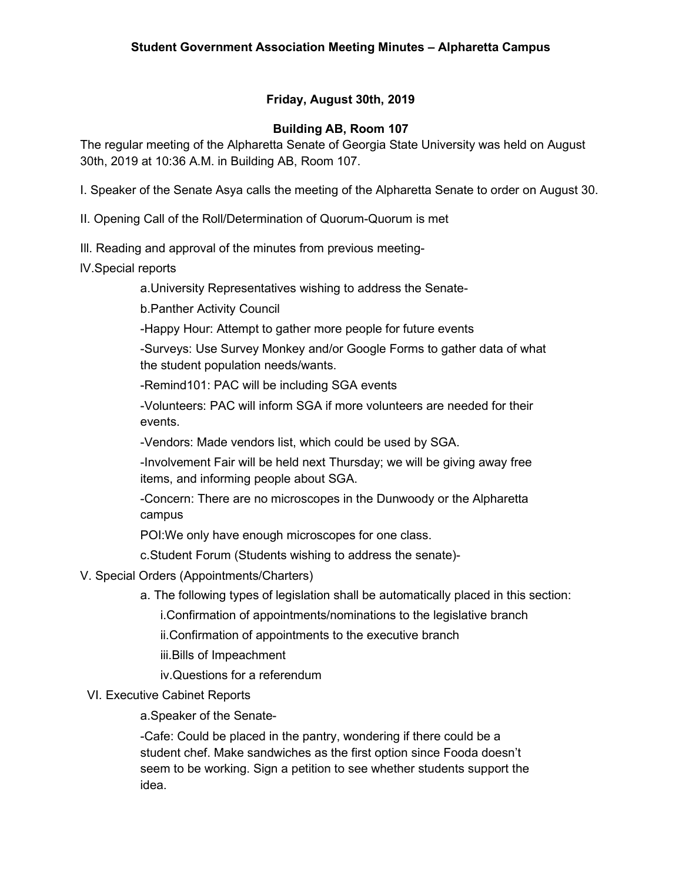**Student Government Association Meeting Minutes – Alpharetta Campus**

**Friday, August 30th, 2019**

**Building AB, Room 107**

The regular meeting of the Alpharetta Senate of Georgia State University was held on August 30th, 2019 at 10:36 A.M. in Building AB, Room 107.

I. Speaker of the Senate Asya calls the meeting of the Alpharetta Senate to order on August 30.

II. Opening Call of the Roll/Determination of Quorum-Quorum is met

III. Reading and approval of the minutes from previous meeting-

IV.Special reports

a.University Representatives wishing to address the Senate-

b.Panther Activity Council

-Happy Hour: Attempt to gather more people for future events

-Surveys: Use Survey Monkey and/or Google Forms to gather data of what the student population needs/wants.

-Remind101: PAC will be including SGA events

-Volunteers: PAC will inform SGA if more volunteers are needed for their events.

-Vendors: Made vendors list, which could be used by SGA.

-Involvement Fair will be held next Thursday; we will be giving away free items, and informing people about SGA.

-Concern: There are no microscopes in the Dunwoody or the Alpharetta campus

POI:We only have enough microscopes for one class.

c.Student Forum (Students wishing to address the senate)-

V. Special Orders (Appointments/Charters)

a. The following types of legislation shall be automatically placed in this section:

i.Confirmation of appointments/nominations to the legislative branch

ii.Confirmation of appointments to the executive branch

iii.Bills of Impeachment

iv.Questions for a referendum

VI. Executive Cabinet Reports

a.Speaker of the Senate-

-Cafe: Could be placed in the pantry, wondering if there could be a student chef. Make sandwiches as the first option since Fooda doesn't seem to be working. Sign a petition to see whether students support the idea.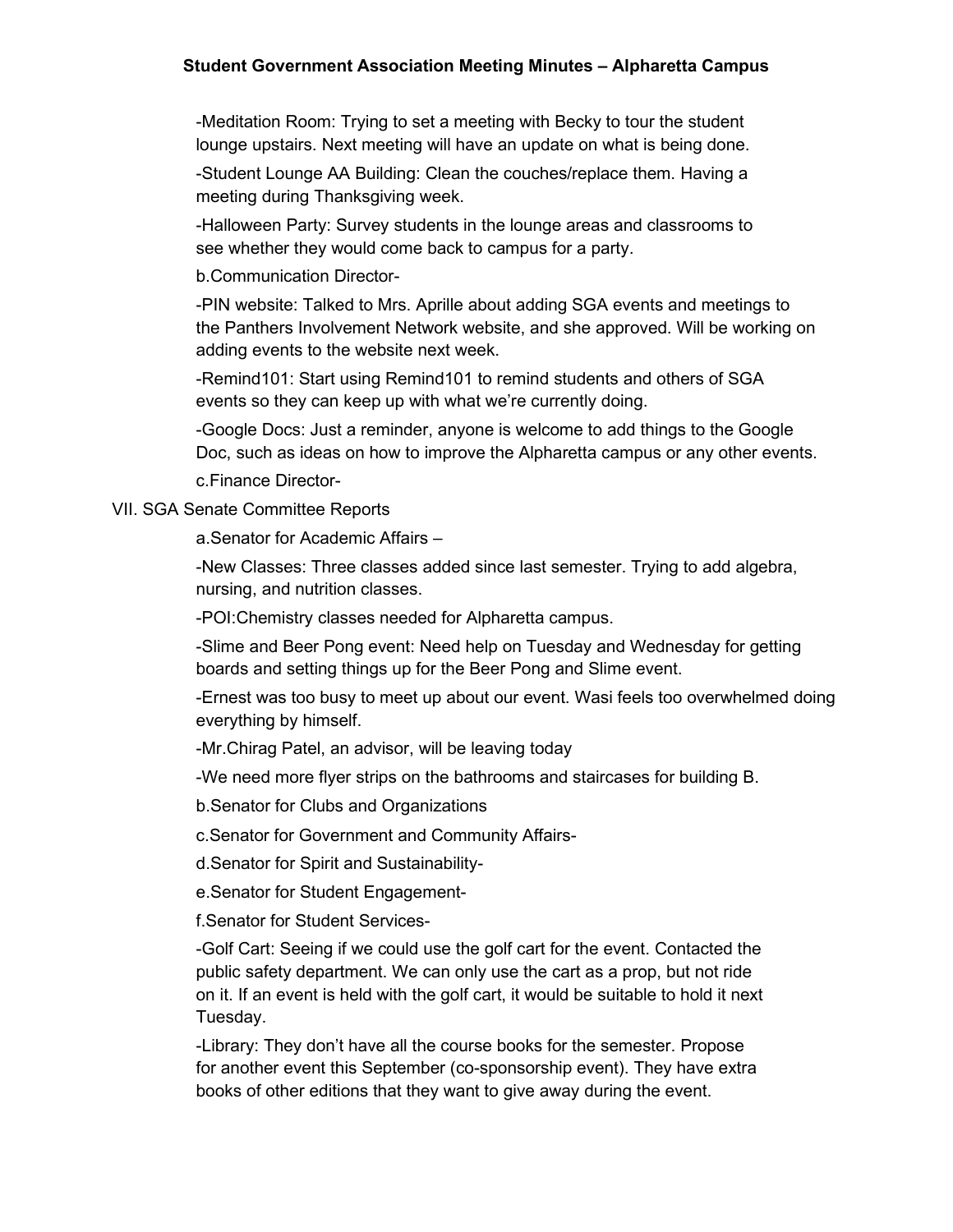-Meditation Room: Trying to set a meeting with Becky to tour the student lounge upstairs. Next meeting will have an update on what is being done.

-Student Lounge AA Building: Clean the couches/replace them. Having a meeting during Thanksgiving week.

-Halloween Party: Survey students in the lounge areas and classrooms to see whether they would come back to campus for a party.

b.Communication Director-

-PIN website: Talked to Mrs. Aprille about adding SGA events and meetings to the Panthers Involvement Network website, and she approved. Will be working on adding events to the website next week.

-Remind101: Start using Remind101 to remind students and others of SGA events so they can keep up with what we're currently doing.

-Google Docs: Just a reminder, anyone is welcome to add things to the Google Doc, such as ideas on how to improve the Alpharetta campus or any other events.

c.Finance Director-

VII. SGA Senate Committee Reports

a.Senator for Academic Affairs –

-New Classes: Three classes added since last semester. Trying to add algebra, nursing, and nutrition classes.

-POI:Chemistry classes needed for Alpharetta campus.

-Slime and Beer Pong event: Need help on Tuesday and Wednesday for getting boards and setting things up for the Beer Pong and Slime event.

-Ernest was too busy to meet up about our event. Wasi feels too overwhelmed doing everything by himself.

-Mr.Chirag Patel, an advisor, will be leaving today

-We need more flyer strips on the bathrooms and staircases for building B.

b.Senator for Clubs and Organizations

c.Senator for Government and Community Affairs-

d.Senator for Spirit and Sustainability-

e.Senator for Student Engagement-

f.Senator for Student Services-

-Golf Cart: Seeing if we could use the golf cart for the event. Contacted the public safety department. We can only use the cart as a prop, but not ride on it. If an event is held with the golf cart, it would be suitable to hold it next Tuesday.

-Library: They don't have all the course books for the semester. Propose for another event this September (co-sponsorship event). They have extra books of other editions that they want to give away during the event.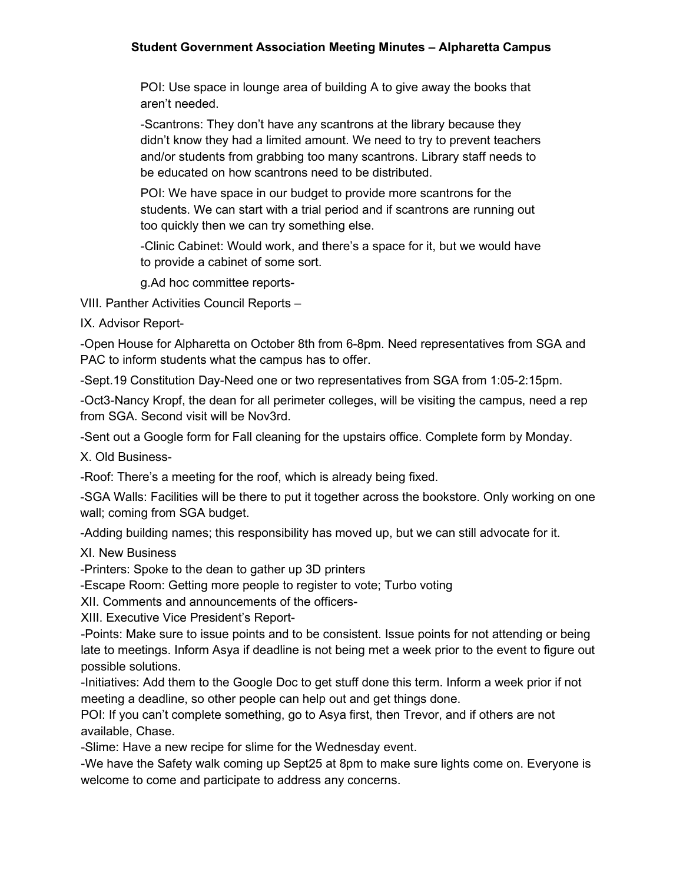POI: Use space in lounge area of building A to give away the books that aren't needed.

-Scantrons: They don't have any scantrons at the library because they didn't know they had a limited amount. We need to try to prevent teachers and/or students from grabbing too many scantrons. Library staff needs to be educated on how scantrons need to be distributed.

POI: We have space in our budget to provide more scantrons for the students. We can start with a trial period and if scantrons are running out too quickly then we can try something else.

-Clinic Cabinet: Would work, and there's a space for it, but we would have to provide a cabinet of some sort.

g.Ad hoc committee reports-

VIII. Panther Activities Council Reports –

IX. Advisor Report-

-Open House for Alpharetta on October 8th from 6-8pm. Need representatives from SGA and PAC to inform students what the campus has to offer.

-Sept.19 Constitution Day-Need one or two representatives from SGA from 1:05-2:15pm.

-Oct3-Nancy Kropf, the dean for all perimeter colleges, will be visiting the campus, need a rep from SGA. Second visit will be Nov3rd.

-Sent out a Google form for Fall cleaning for the upstairs office. Complete form by Monday.

X. Old Business-

-Roof: There's a meeting for the roof, which is already being fixed.

-SGA Walls: Facilities will be there to put it together across the bookstore. Only working on one wall; coming from SGA budget.

-Adding building names; this responsibility has moved up, but we can still advocate for it.

XI. New Business

-Printers: Spoke to the dean to gather up 3D printers

-Escape Room: Getting more people to register to vote; Turbo voting

XII. Comments and announcements of the officers-

XIII. Executive Vice President's Report-

-Points: Make sure to issue points and to be consistent. Issue points for not attending or being late to meetings. Inform Asya if deadline is not being met a week prior to the event to figure out possible solutions.

-Initiatives: Add them to the Google Doc to get stuff done this term. Inform a week prior if not meeting a deadline, so other people can help out and get things done.

POI: If you can't complete something, go to Asya first, then Trevor, and if others are not available, Chase.

-Slime: Have a new recipe for slime for the Wednesday event.

-We have the Safety walk coming up Sept25 at 8pm to make sure lights come on. Everyone is welcome to come and participate to address any concerns.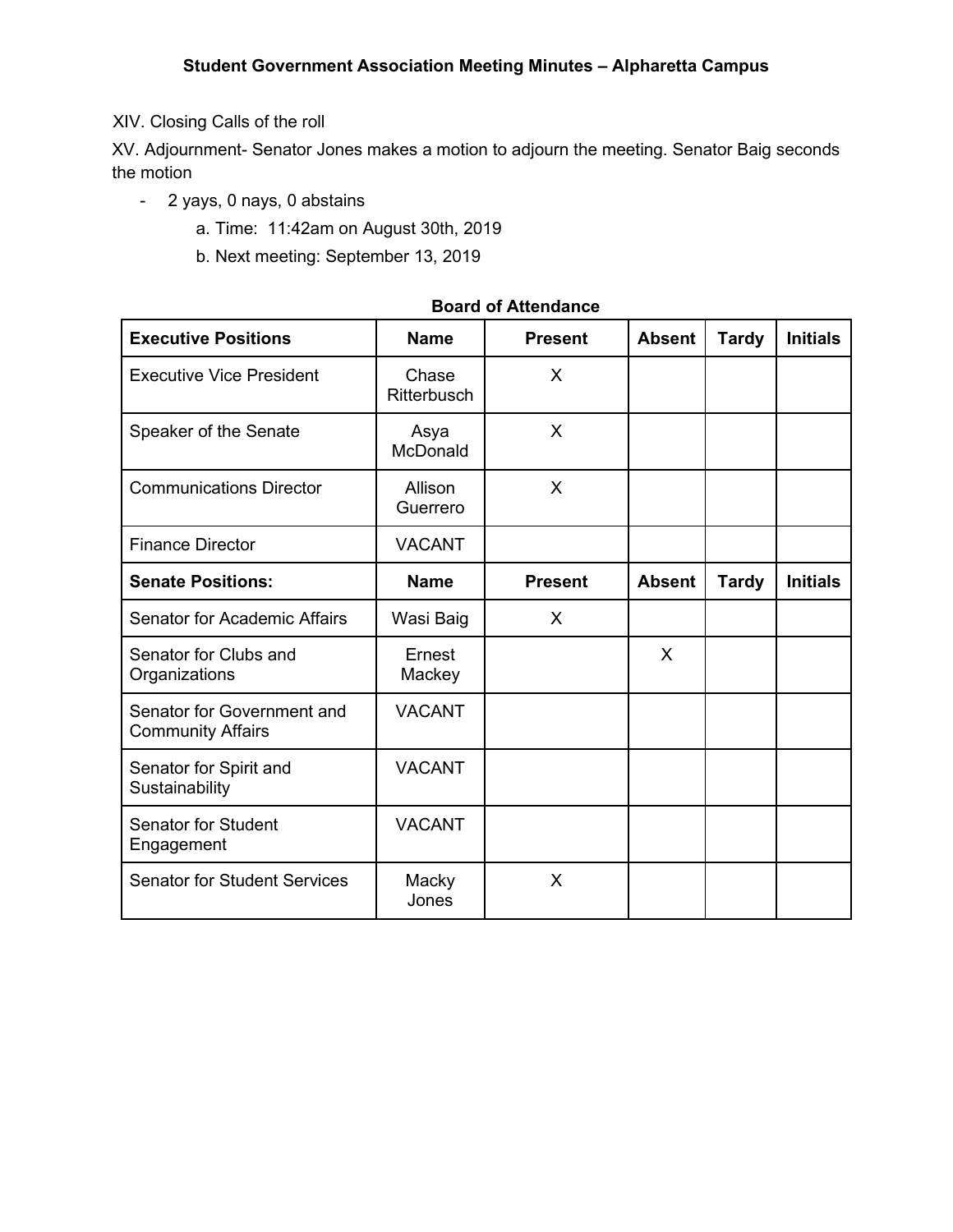**Student Government Association Meeting Minutes – Alpharetta Campus**

XIV. Closing Calls of the roll

XV. Adjournment- Senator Jones makes a motion to adjourn the meeting. Senator Baig seconds the motion

- 2 yays, 0 nays, 0 abstains
    - a. Time: 11:42am on August 30th, 2019
    - b. Next meeting: September 13, 2019

**Board of Attendance**

| **Executive Positions** | **Name** | **Present** | **Absent** | **Tardy** | **Initials** |
|---|---|---|---|---|---|
| Executive Vice President | Chase Ritterbusch | X | | | |
| Speaker of the Senate | Asya McDonald | X | | | |
| Communications Director | Allison Guerrero | X | | | |
| Finance Director | VACANT | | | | |
| **Senate Positions:** | **Name** | **Present** | **Absent** | **Tardy** | **Initials** |
| Senator for Academic Affairs | Wasi Baig | X | | | |
| Senator for Clubs and Organizations | Ernest Mackey | | X | | |
| Senator for Government and Community Affairs | VACANT | | | | |
| Senator for Spirit and Sustainability | VACANT | | | | |
| Senator for Student Engagement | VACANT | | | | |
| Senator for Student Services | Macky Jones | X | | | |